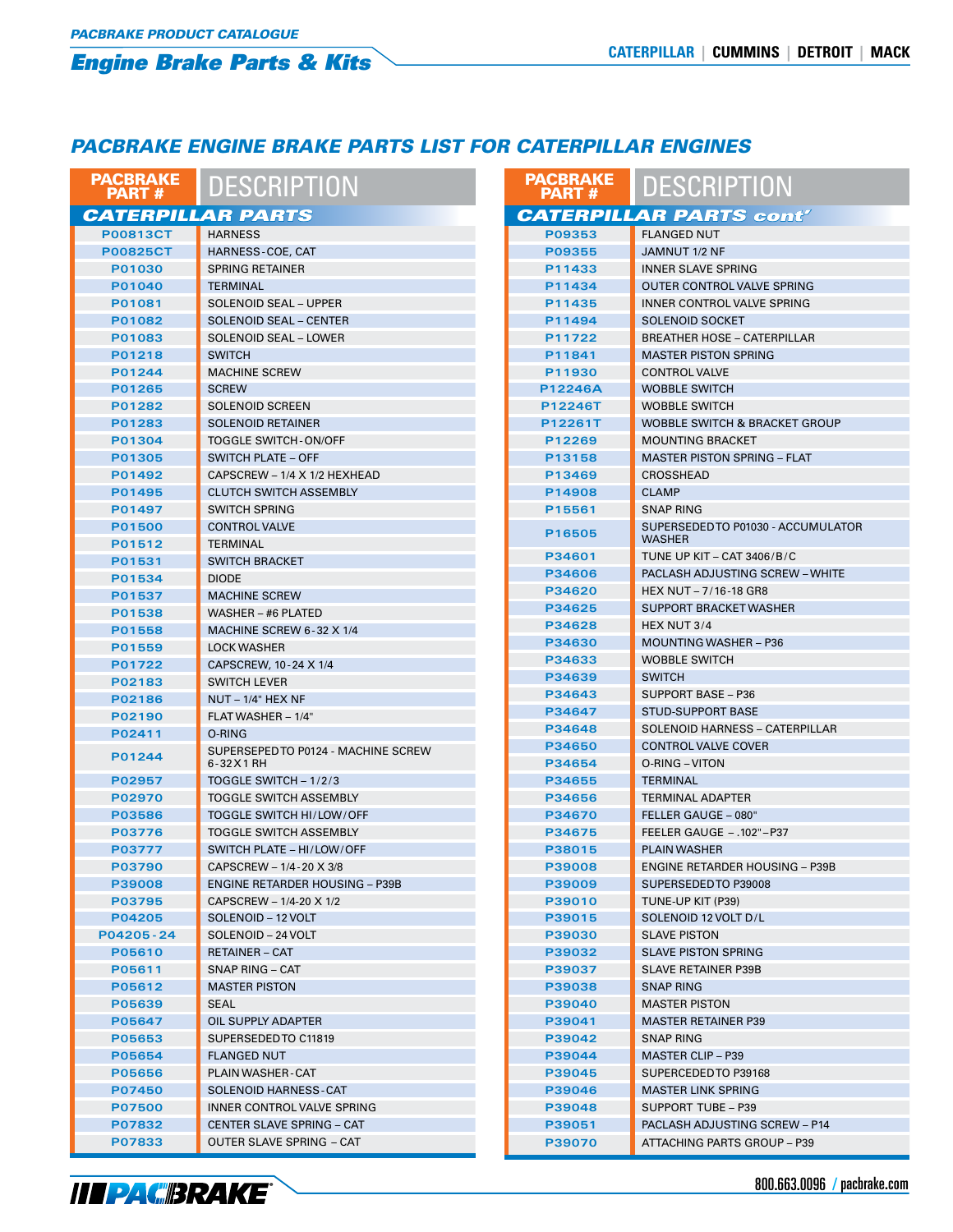# PACBRAKE ENGINE BRAKE PARTS LIST FOR CATERPILLAR ENGINES

| PACBRAKE PART # | DESCRIPTION |
|---|---|
| **CATERPILLAR PARTS** | |
| P00813CT | HARNESS |
| P00825CT | HARNESS-COE, CAT |
| P01030 | SPRING RETAINER |
| P01040 | TERMINAL |
| P01081 | SOLENOID SEAL – UPPER |
| P01082 | SOLENOID SEAL – CENTER |
| P01083 | SOLENOID SEAL – LOWER |
| P01218 | SWITCH |
| P01244 | MACHINE SCREW |
| P01265 | SCREW |
| P01282 | SOLENOID SCREEN |
| P01283 | SOLENOID RETAINER |
| P01304 | TOGGLE SWITCH-ON/OFF |
| P01305 | SWITCH PLATE – OFF |
| P01492 | CAPSCREW – 1/4 X 1/2 HEXHEAD |
| P01495 | CLUTCH SWITCH ASSEMBLY |
| P01497 | SWITCH SPRING |
| P01500 | CONTROL VALVE |
| P01512 | TERMINAL |
| P01531 | SWITCH BRACKET |
| P01534 | DIODE |
| P01537 | MACHINE SCREW |
| P01538 | WASHER – #6 PLATED |
| P01558 | MACHINE SCREW 6-32 X 1/4 |
| P01559 | LOCK WASHER |
| P01722 | CAPSCREW, 10-24 X 1/4 |
| P02183 | SWITCH LEVER |
| P02186 | NUT – 1/4" HEX NF |
| P02190 | FLAT WASHER – 1/4" |
| P02411 | O-RING |
| P01244 | SUPERSEPED TO P0124 - MACHINE SCREW 6-32X1 RH |
| P02957 | TOGGLE SWITCH – 1/2/3 |
| P02970 | TOGGLE SWITCH ASSEMBLY |
| P03586 | TOGGLE SWITCH HI/LOW/OFF |
| P03776 | TOGGLE SWITCH ASSEMBLY |
| P03777 | SWITCH PLATE – HI/LOW/OFF |
| P03790 | CAPSCREW – 1/4-20 X 3/8 |
| P39008 | ENGINE RETARDER HOUSING – P39B |
| P03795 | CAPSCREW – 1/4-20 X 1/2 |
| P04205 | SOLENOID – 12 VOLT |
| P04205-24 | SOLENOID – 24 VOLT |
| P05610 | RETAINER – CAT |
| P05611 | SNAP RING – CAT |
| P05612 | MASTER PISTON |
| P05639 | SEAL |
| P05647 | OIL SUPPLY ADAPTER |
| P05653 | SUPERSEDED TO C11819 |
| P05654 | FLANGED NUT |
| P05656 | PLAIN WASHER-CAT |
| P07450 | SOLENOID HARNESS-CAT |
| P07500 | INNER CONTROL VALVE SPRING |
| P07832 | CENTER SLAVE SPRING – CAT |
| P07833 | OUTER SLAVE SPRING – CAT |
| **CATERPILLAR PARTS cont'** | |
| P09353 | FLANGED NUT |
| P09355 | JAMNUT 1/2 NF |
| P11433 | INNER SLAVE SPRING |
| P11434 | OUTER CONTROL VALVE SPRING |
| P11435 | INNER CONTROL VALVE SPRING |
| P11494 | SOLENOID SOCKET |
| P11722 | BREATHER HOSE – CATERPILLAR |
| P11841 | MASTER PISTON SPRING |
| P11930 | CONTROL VALVE |
| P12246A | WOBBLE SWITCH |
| P12246T | WOBBLE SWITCH |
| P12261T | WOBBLE SWITCH & BRACKET GROUP |
| P12269 | MOUNTING BRACKET |
| P13158 | MASTER PISTON SPRING – FLAT |
| P13469 | CROSSHEAD |
| P14908 | CLAMP |
| P15561 | SNAP RING |
| P16505 | SUPERSEDED TO P01030 - ACCUMULATOR WASHER |
| P34601 | TUNE UP KIT – CAT 3406/B/C |
| P34606 | PACLASH ADJUSTING SCREW – WHITE |
| P34620 | HEX NUT – 7/16-18 GR8 |
| P34625 | SUPPORT BRACKET WASHER |
| P34628 | HEX NUT 3/4 |
| P34630 | MOUNTING WASHER – P36 |
| P34633 | WOBBLE SWITCH |
| P34639 | SWITCH |
| P34643 | SUPPORT BASE – P36 |
| P34647 | STUD-SUPPORT BASE |
| P34648 | SOLENOID HARNESS – CATERPILLAR |
| P34650 | CONTROL VALVE COVER |
| P34654 | O-RING – VITON |
| P34655 | TERMINAL |
| P34656 | TERMINAL ADAPTER |
| P34670 | FELLER GAUGE – 080" |
| P34675 | FEELER GAUGE – .102" – P37 |
| P38015 | PLAIN WASHER |
| P39008 | ENGINE RETARDER HOUSING – P39B |
| P39009 | SUPERSEDED TO P39008 |
| P39010 | TUNE-UP KIT (P39) |
| P39015 | SOLENOID 12 VOLT D/L |
| P39030 | SLAVE PISTON |
| P39032 | SLAVE PISTON SPRING |
| P39037 | SLAVE RETAINER P39B |
| P39038 | SNAP RING |
| P39040 | MASTER PISTON |
| P39041 | MASTER RETAINER P39 |
| P39042 | SNAP RING |
| P39044 | MASTER CLIP – P39 |
| P39045 | SUPERCEDED TO P39168 |
| P39046 | MASTER LINK SPRING |
| P39048 | SUPPORT TUBE – P39 |
| P39051 | PACLASH ADJUSTING SCREW – P14 |
| P39070 | ATTACHING PARTS GROUP – P39 |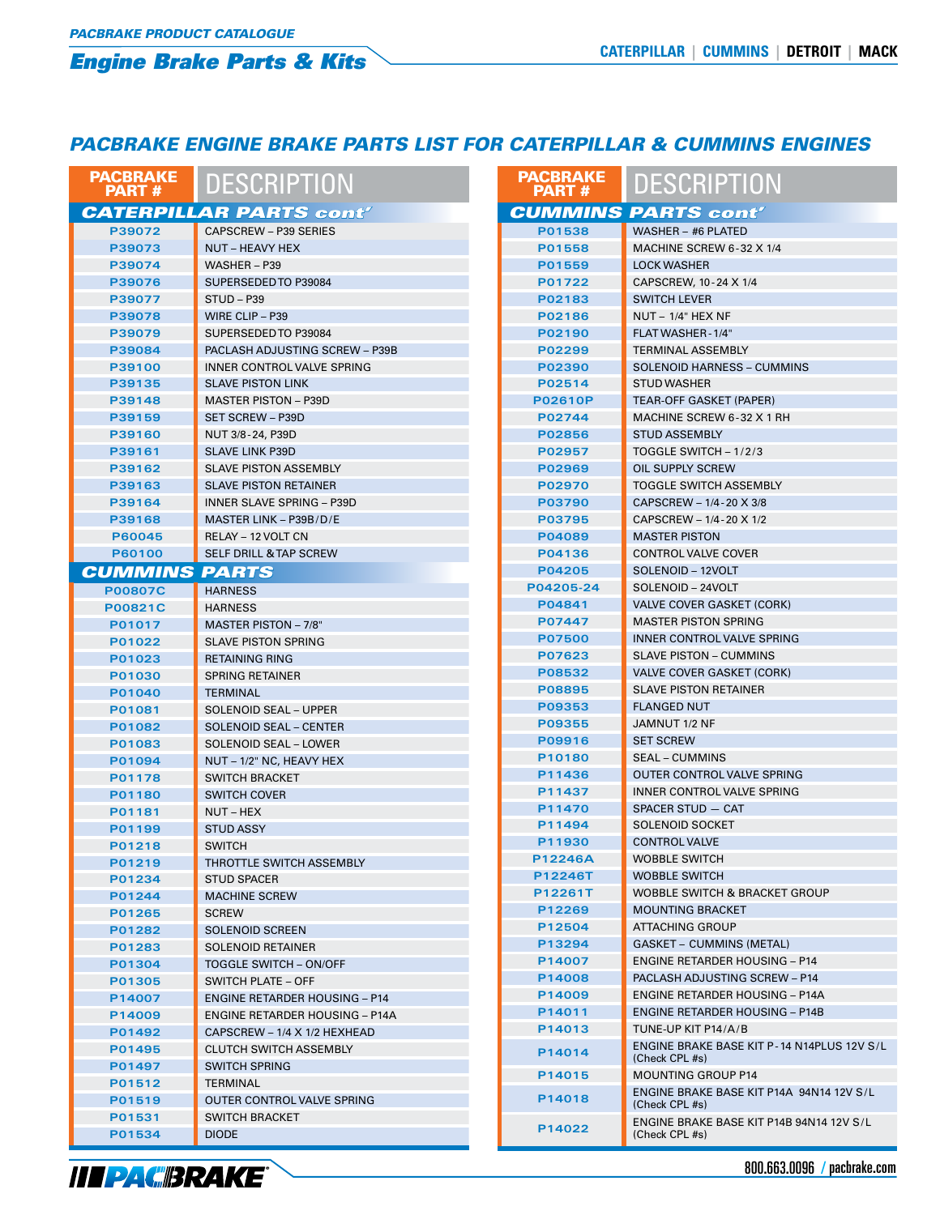## Engine Brake Parts & Kits

CATERPILLAR | CUMMINS | DETROIT | MACK

# PACBRAKE ENGINE BRAKE PARTS LIST FOR CATERPILLAR & CUMMINS ENGINES

| PACBRAKE PART # | DESCRIPTION |
|---|---|
| **CATERPILLAR PARTS cont'** | |
| P39072 | CAPSCREW – P39 SERIES |
| P39073 | NUT – HEAVY HEX |
| P39074 | WASHER – P39 |
| P39076 | SUPERSEDED TO P39084 |
| P39077 | STUD – P39 |
| P39078 | WIRE CLIP – P39 |
| P39079 | SUPERSEDED TO P39084 |
| P39084 | PACLASH ADJUSTING SCREW – P39B |
| P39100 | INNER CONTROL VALVE SPRING |
| P39135 | SLAVE PISTON LINK |
| P39148 | MASTER PISTON – P39D |
| P39159 | SET SCREW – P39D |
| P39160 | NUT 3/8-24, P39D |
| P39161 | SLAVE LINK P39D |
| P39162 | SLAVE PISTON ASSEMBLY |
| P39163 | SLAVE PISTON RETAINER |
| P39164 | INNER SLAVE SPRING – P39D |
| P39168 | MASTER LINK – P39B/D/E |
| P60045 | RELAY – 12 VOLT CN |
| P60100 | SELF DRILL & TAP SCREW |
| **CUMMINS PARTS** | |
| P00807C | HARNESS |
| P00821C | HARNESS |
| P01017 | MASTER PISTON – 7/8" |
| P01022 | SLAVE PISTON SPRING |
| P01023 | RETAINING RING |
| P01030 | SPRING RETAINER |
| P01040 | TERMINAL |
| P01081 | SOLENOID SEAL – UPPER |
| P01082 | SOLENOID SEAL – CENTER |
| P01083 | SOLENOID SEAL – LOWER |
| P01094 | NUT – 1/2" NC, HEAVY HEX |
| P01178 | SWITCH BRACKET |
| P01180 | SWITCH COVER |
| P01181 | NUT – HEX |
| P01199 | STUD ASSY |
| P01218 | SWITCH |
| P01219 | THROTTLE SWITCH ASSEMBLY |
| P01234 | STUD SPACER |
| P01244 | MACHINE SCREW |
| P01265 | SCREW |
| P01282 | SOLENOID SCREEN |
| P01283 | SOLENOID RETAINER |
| P01304 | TOGGLE SWITCH – ON/OFF |
| P01305 | SWITCH PLATE – OFF |
| P14007 | ENGINE RETARDER HOUSING – P14 |
| P14009 | ENGINE RETARDER HOUSING – P14A |
| P01492 | CAPSCREW – 1/4 X 1/2 HEXHEAD |
| P01495 | CLUTCH SWITCH ASSEMBLY |
| P01497 | SWITCH SPRING |
| P01512 | TERMINAL |
| P01519 | OUTER CONTROL VALVE SPRING |
| P01531 | SWITCH BRACKET |
| P01534 | DIODE |

| PACBRAKE PART # | DESCRIPTION |
|---|---|
| **CUMMINS PARTS cont'** | |
| P01538 | WASHER – #6 PLATED |
| P01558 | MACHINE SCREW 6-32 X 1/4 |
| P01559 | LOCK WASHER |
| P01722 | CAPSCREW, 10-24 X 1/4 |
| P02183 | SWITCH LEVER |
| P02186 | NUT – 1/4" HEX NF |
| P02190 | FLAT WASHER - 1/4" |
| P02299 | TERMINAL ASSEMBLY |
| P02390 | SOLENOID HARNESS – CUMMINS |
| P02514 | STUD WASHER |
| P02610P | TEAR-OFF GASKET (PAPER) |
| P02744 | MACHINE SCREW 6-32 X 1 RH |
| P02856 | STUD ASSEMBLY |
| P02957 | TOGGLE SWITCH – 1/2/3 |
| P02969 | OIL SUPPLY SCREW |
| P02970 | TOGGLE SWITCH ASSEMBLY |
| P03790 | CAPSCREW – 1/4-20 X 3/8 |
| P03795 | CAPSCREW – 1/4-20 X 1/2 |
| P04089 | MASTER PISTON |
| P04136 | CONTROL VALVE COVER |
| P04205 | SOLENOID – 12VOLT |
| P04205-24 | SOLENOID – 24VOLT |
| P04841 | VALVE COVER GASKET (CORK) |
| P07447 | MASTER PISTON SPRING |
| P07500 | INNER CONTROL VALVE SPRING |
| P07623 | SLAVE PISTON – CUMMINS |
| P08532 | VALVE COVER GASKET (CORK) |
| P08895 | SLAVE PISTON RETAINER |
| P09353 | FLANGED NUT |
| P09355 | JAMNUT 1/2 NF |
| P09916 | SET SCREW |
| P10180 | SEAL – CUMMINS |
| P11436 | OUTER CONTROL VALVE SPRING |
| P11437 | INNER CONTROL VALVE SPRING |
| P11470 | SPACER STUD — CAT |
| P11494 | SOLENOID SOCKET |
| P11930 | CONTROL VALVE |
| P12246A | WOBBLE SWITCH |
| P12246T | WOBBLE SWITCH |
| P12261T | WOBBLE SWITCH & BRACKET GROUP |
| P12269 | MOUNTING BRACKET |
| P12504 | ATTACHING GROUP |
| P13294 | GASKET – CUMMINS (METAL) |
| P14007 | ENGINE RETARDER HOUSING – P14 |
| P14008 | PACLASH ADJUSTING SCREW – P14 |
| P14009 | ENGINE RETARDER HOUSING – P14A |
| P14011 | ENGINE RETARDER HOUSING – P14B |
| P14013 | TUNE-UP KIT P14/A/B |
| P14014 | ENGINE BRAKE BASE KIT P-14 N14PLUS 12V S/L (Check CPL #s) |
| P14015 | MOUNTING GROUP P14 |
| P14018 | ENGINE BRAKE BASE KIT P14A 94N14 12V S/L (Check CPL #s) |
| P14022 | ENGINE BRAKE BASE KIT P14B 94N14 12V S/L (Check CPL #s) |

PACBRAKE

800.663.0096 / pacbrake.com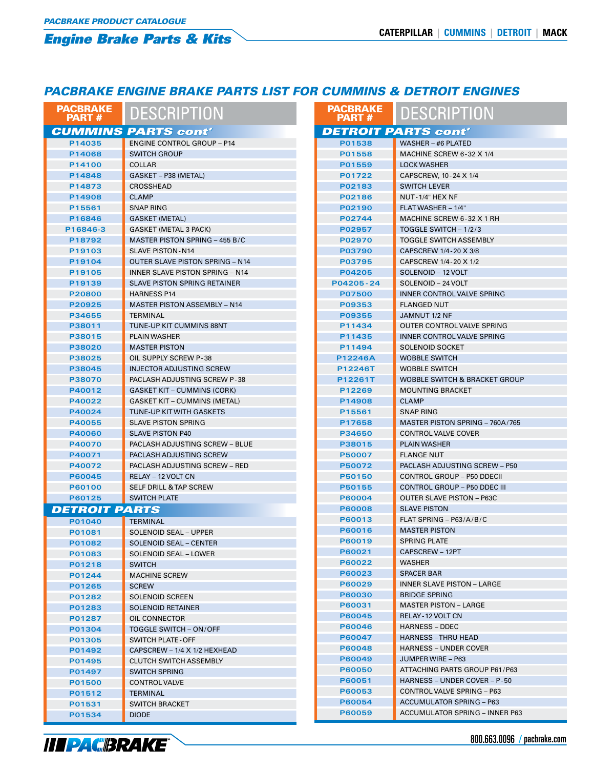## PACBRAKE ENGINE BRAKE PARTS LIST FOR CUMMINS & DETROIT ENGINES

| PACBRAKE PART # | DESCRIPTION |
|---|---|
| **CUMMINS PARTS cont'** | |
| P14035 | ENGINE CONTROL GROUP – P14 |
| P14068 | SWITCH GROUP |
| P14100 | COLLAR |
| P14848 | GASKET – P38 (METAL) |
| P14873 | CROSSHEAD |
| P14908 | CLAMP |
| P15561 | SNAP RING |
| P16846 | GASKET (METAL) |
| P16846-3 | GASKET (METAL 3 PACK) |
| P18792 | MASTER PISTON SPRING – 455 B/C |
| P19103 | SLAVE PISTON - N14 |
| P19104 | OUTER SLAVE PISTON SPRING – N14 |
| P19105 | INNER SLAVE PISTON SPRING – N14 |
| P19139 | SLAVE PISTON SPRING RETAINER |
| P20800 | HARNESS P14 |
| P20925 | MASTER PISTON ASSEMBLY – N14 |
| P34655 | TERMINAL |
| P38011 | TUNE-UP KIT CUMMINS 88NT |
| P38015 | PLAIN WASHER |
| P38020 | MASTER PISTON |
| P38025 | OIL SUPPLY SCREW P-38 |
| P38045 | INJECTOR ADJUSTING SCREW |
| P38070 | PACLASH ADJUSTING SCREW P-38 |
| P40012 | GASKET KIT – CUMMINS (CORK) |
| P40022 | GASKET KIT – CUMMINS (METAL) |
| P40024 | TUNE-UP KIT WITH GASKETS |
| P40055 | SLAVE PISTON SPRING |
| P40060 | SLAVE PISTON P40 |
| P40070 | PACLASH ADJUSTING SCREW – BLUE |
| P40071 | PACLASH ADJUSTING SCREW |
| P40072 | PACLASH ADJUSTING SCREW – RED |
| P60045 | RELAY – 12 VOLT CN |
| P60100 | SELF DRILL & TAP SCREW |
| P60125 | SWITCH PLATE |
| **DETROIT PARTS** | |
| P01040 | TERMINAL |
| P01081 | SOLENOID SEAL – UPPER |
| P01082 | SOLENOID SEAL – CENTER |
| P01083 | SOLENOID SEAL – LOWER |
| P01218 | SWITCH |
| P01244 | MACHINE SCREW |
| P01265 | SCREW |
| P01282 | SOLENOID SCREEN |
| P01283 | SOLENOID RETAINER |
| P01287 | OIL CONNECTOR |
| P01304 | TOGGLE SWITCH – ON/OFF |
| P01305 | SWITCH PLATE - OFF |
| P01492 | CAPSCREW – 1/4 X 1/2 HEXHEAD |
| P01495 | CLUTCH SWITCH ASSEMBLY |
| P01497 | SWITCH SPRING |
| P01500 | CONTROL VALVE |
| P01512 | TERMINAL |
| P01531 | SWITCH BRACKET |
| P01534 | DIODE |
| **DETROIT PARTS cont'** | |
| P01538 | WASHER – #6 PLATED |
| P01558 | MACHINE SCREW 6-32 X 1/4 |
| P01559 | LOCK WASHER |
| P01722 | CAPSCREW, 10-24 X 1/4 |
| P02183 | SWITCH LEVER |
| P02186 | NUT - 1/4" HEX NF |
| P02190 | FLAT WASHER – 1/4" |
| P02744 | MACHINE SCREW 6-32 X 1 RH |
| P02957 | TOGGLE SWITCH – 1/2/3 |
| P02970 | TOGGLE SWITCH ASSEMBLY |
| P03790 | CAPSCREW 1/4-20 X 3/8 |
| P03795 | CAPSCREW 1/4-20 X 1/2 |
| P04205 | SOLENOID – 12 VOLT |
| P04205-24 | SOLENOID – 24 VOLT |
| P07500 | INNER CONTROL VALVE SPRING |
| P09353 | FLANGED NUT |
| P09355 | JAMNUT 1/2 NF |
| P11434 | OUTER CONTROL VALVE SPRING |
| P11435 | INNER CONTROL VALVE SPRING |
| P11494 | SOLENOID SOCKET |
| P12246A | WOBBLE SWITCH |
| P12246T | WOBBLE SWITCH |
| P12261T | WOBBLE SWITCH & BRACKET GROUP |
| P12269 | MOUNTING BRACKET |
| P14908 | CLAMP |
| P15561 | SNAP RING |
| P17658 | MASTER PISTON SPRING – 760A/765 |
| P34650 | CONTROL VALVE COVER |
| P38015 | PLAIN WASHER |
| P50007 | FLANGE NUT |
| P50072 | PACLASH ADJUSTING SCREW – P50 |
| P50150 | CONTROL GROUP – P50 DDECII |
| P50155 | CONTROL GROUP – P50 DDEC III |
| P60004 | OUTER SLAVE PISTON – P63C |
| P60008 | SLAVE PISTON |
| P60013 | FLAT SPRING – P63/A/B/C |
| P60016 | MASTER PISTON |
| P60019 | SPRING PLATE |
| P60021 | CAPSCREW – 12PT |
| P60022 | WASHER |
| P60023 | SPACER BAR |
| P60029 | INNER SLAVE PISTON – LARGE |
| P60030 | BRIDGE SPRING |
| P60031 | MASTER PISTON – LARGE |
| P60045 | RELAY - 12 VOLT CN |
| P60046 | HARNESS – DDEC |
| P60047 | HARNESS – THRU HEAD |
| P60048 | HARNESS – UNDER COVER |
| P60049 | JUMPER WIRE – P63 |
| P60050 | ATTACHING PARTS GROUP P61/P63 |
| P60051 | HARNESS – UNDER COVER – P-50 |
| P60053 | CONTROL VALVE SPRING – P63 |
| P60054 | ACCUMULATOR SPRING – P63 |
| P60059 | ACCUMULATOR SPRING – INNER P63 |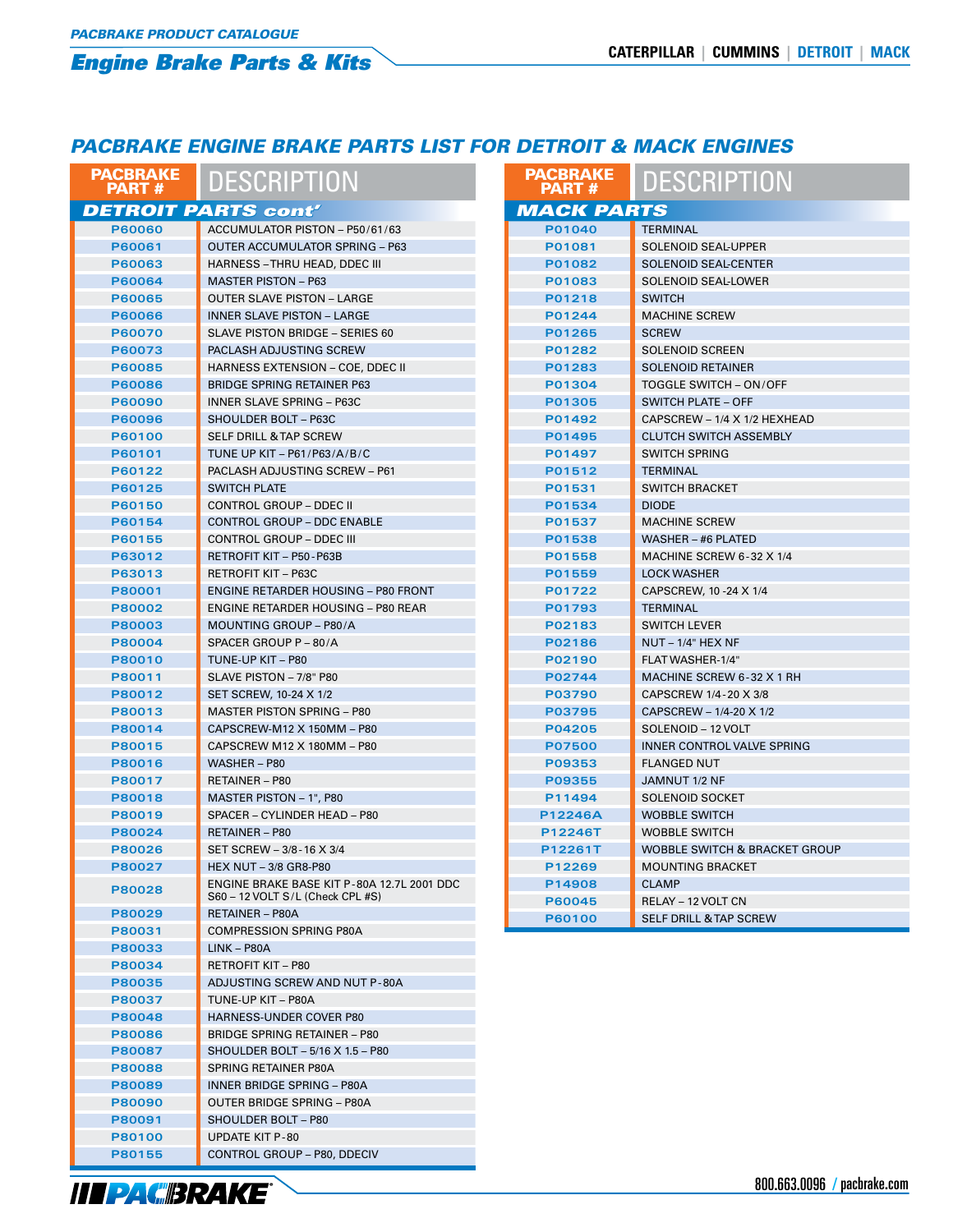# Engine Brake Parts & Kits

## PACBRAKE ENGINE BRAKE PARTS LIST FOR DETROIT & MACK ENGINES

| PACBRAKE PART # | DESCRIPTION |
|---|---|
| **DETROIT PARTS cont'** | |
| P60060 | ACCUMULATOR PISTON – P50/61/63 |
| P60061 | OUTER ACCUMULATOR SPRING – P63 |
| P60063 | HARNESS – THRU HEAD, DDEC III |
| P60064 | MASTER PISTON – P63 |
| P60065 | OUTER SLAVE PISTON – LARGE |
| P60066 | INNER SLAVE PISTON – LARGE |
| P60070 | SLAVE PISTON BRIDGE – SERIES 60 |
| P60073 | PACLASH ADJUSTING SCREW |
| P60085 | HARNESS EXTENSION – COE, DDEC II |
| P60086 | BRIDGE SPRING RETAINER P63 |
| P60090 | INNER SLAVE SPRING – P63C |
| P60096 | SHOULDER BOLT – P63C |
| P60100 | SELF DRILL & TAP SCREW |
| P60101 | TUNE UP KIT – P61/P63/A/B/C |
| P60122 | PACLASH ADJUSTING SCREW – P61 |
| P60125 | SWITCH PLATE |
| P60150 | CONTROL GROUP – DDEC II |
| P60154 | CONTROL GROUP – DDC ENABLE |
| P60155 | CONTROL GROUP – DDEC III |
| P63012 | RETROFIT KIT – P50-P63B |
| P63013 | RETROFIT KIT – P63C |
| P80001 | ENGINE RETARDER HOUSING – P80 FRONT |
| P80002 | ENGINE RETARDER HOUSING – P80 REAR |
| P80003 | MOUNTING GROUP – P80/A |
| P80004 | SPACER GROUP P – 80/A |
| P80010 | TUNE-UP KIT – P80 |
| P80011 | SLAVE PISTON – 7/8" P80 |
| P80012 | SET SCREW, 10-24 X 1/2 |
| P80013 | MASTER PISTON SPRING – P80 |
| P80014 | CAPSCREW-M12 X 150MM – P80 |
| P80015 | CAPSCREW M12 X 180MM – P80 |
| P80016 | WASHER – P80 |
| P80017 | RETAINER – P80 |
| P80018 | MASTER PISTON – 1", P80 |
| P80019 | SPACER – CYLINDER HEAD – P80 |
| P80024 | RETAINER – P80 |
| P80026 | SET SCREW – 3/8-16 X 3/4 |
| P80027 | HEX NUT – 3/8 GR8-P80 |
| P80028 | ENGINE BRAKE BASE KIT P-80A 12.7L 2001 DDC S60 – 12 VOLT S/L (Check CPL #S) |
| P80029 | RETAINER – P80A |
| P80031 | COMPRESSION SPRING P80A |
| P80033 | LINK – P80A |
| P80034 | RETROFIT KIT – P80 |
| P80035 | ADJUSTING SCREW AND NUT P-80A |
| P80037 | TUNE-UP KIT – P80A |
| P80048 | HARNESS-UNDER COVER P80 |
| P80086 | BRIDGE SPRING RETAINER – P80 |
| P80087 | SHOULDER BOLT – 5/16 X 1.5 – P80 |
| P80088 | SPRING RETAINER P80A |
| P80089 | INNER BRIDGE SPRING – P80A |
| P80090 | OUTER BRIDGE SPRING – P80A |
| P80091 | SHOULDER BOLT – P80 |
| P80100 | UPDATE KIT P-80 |
| P80155 | CONTROL GROUP – P80, DDECIV |

| PACBRAKE PART # | DESCRIPTION |
|---|---|
| **MACK PARTS** | |
| P01040 | TERMINAL |
| P01081 | SOLENOID SEAL-UPPER |
| P01082 | SOLENOID SEAL-CENTER |
| P01083 | SOLENOID SEAL-LOWER |
| P01218 | SWITCH |
| P01244 | MACHINE SCREW |
| P01265 | SCREW |
| P01282 | SOLENOID SCREEN |
| P01283 | SOLENOID RETAINER |
| P01304 | TOGGLE SWITCH – ON/OFF |
| P01305 | SWITCH PLATE – OFF |
| P01492 | CAPSCREW – 1/4 X 1/2 HEXHEAD |
| P01495 | CLUTCH SWITCH ASSEMBLY |
| P01497 | SWITCH SPRING |
| P01512 | TERMINAL |
| P01531 | SWITCH BRACKET |
| P01534 | DIODE |
| P01537 | MACHINE SCREW |
| P01538 | WASHER – #6 PLATED |
| P01558 | MACHINE SCREW 6-32 X 1/4 |
| P01559 | LOCK WASHER |
| P01722 | CAPSCREW, 10 -24 X 1/4 |
| P01793 | TERMINAL |
| P02183 | SWITCH LEVER |
| P02186 | NUT – 1/4" HEX NF |
| P02190 | FLAT WASHER-1/4" |
| P02744 | MACHINE SCREW 6-32 X 1 RH |
| P03790 | CAPSCREW 1/4-20 X 3/8 |
| P03795 | CAPSCREW – 1/4-20 X 1/2 |
| P04205 | SOLENOID – 12 VOLT |
| P07500 | INNER CONTROL VALVE SPRING |
| P09353 | FLANGED NUT |
| P09355 | JAMNUT 1/2 NF |
| P11494 | SOLENOID SOCKET |
| P12246A | WOBBLE SWITCH |
| P12246T | WOBBLE SWITCH |
| P12261T | WOBBLE SWITCH & BRACKET GROUP |
| P12269 | MOUNTING BRACKET |
| P14908 | CLAMP |
| P60045 | RELAY – 12 VOLT CN |
| P60100 | SELF DRILL & TAP SCREW |

800.663.0096 / pacbrake.com